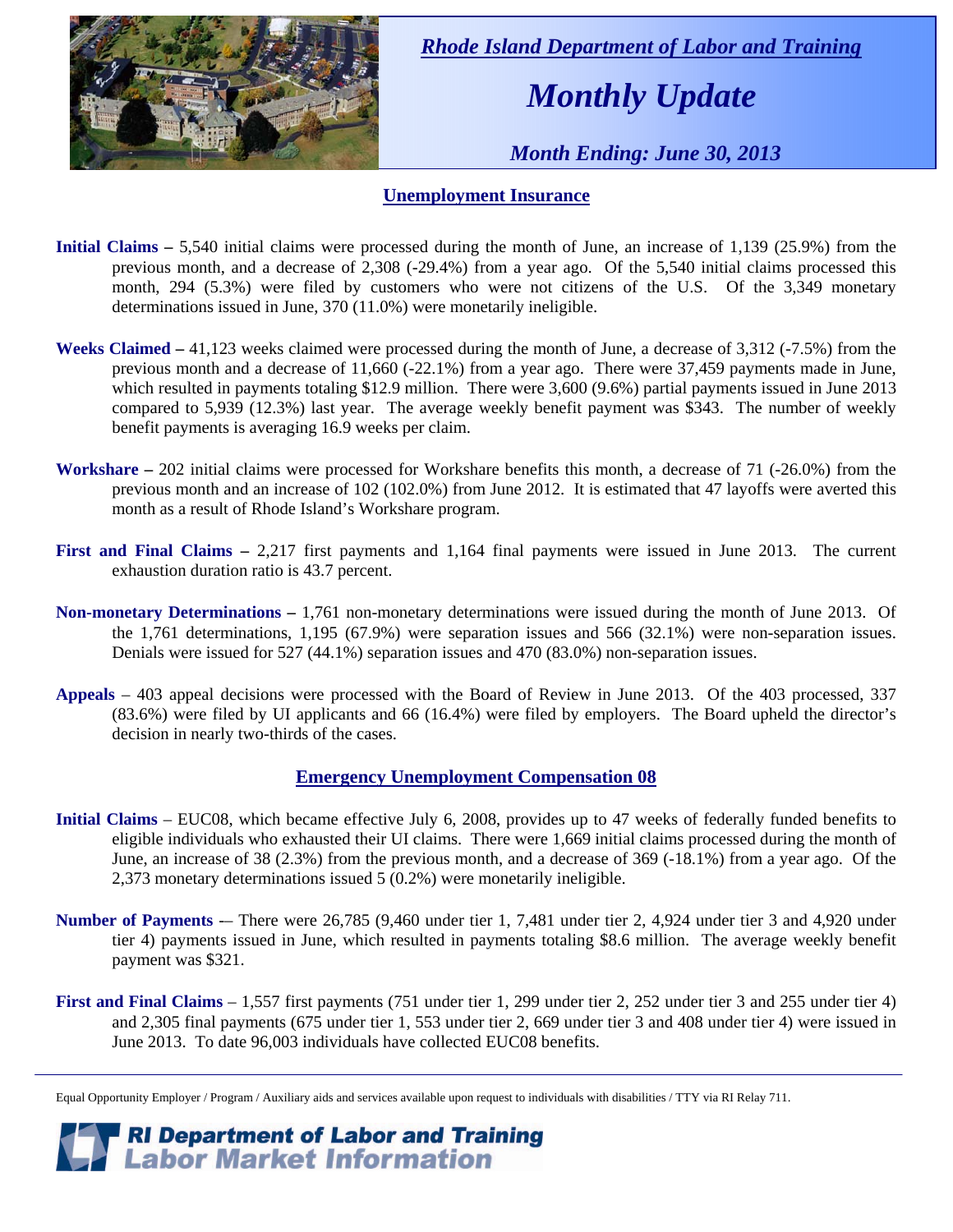*Rhode Island Department of Labor and Training*

# *Monthly Update*

*Month Ending: June 30, 2013*

## Unemployment Insurance

**Initial Claims –** 5,540 initial claims were processed during the month of June, an increase of 1,139 (25.9%) from the previous month, and a decrease of 2,308 (-29.4%) from a year ago. Of the 5,540 initial claims processed this month, 294 (5.3%) were filed by customers who were not citizens of the U.S. Of the 3,349 monetary determinations issued in June, 370 (11.0%) were monetarily ineligible.

**Weeks Claimed –** 41,123 weeks claimed were processed during the month of June, a decrease of 3,312 (-7.5%) from the previous month and a decrease of 11,660 (-22.1%) from a year ago. There were 37,459 payments made in June, which resulted in payments totaling $12.9 million. There were 3,600 (9.6%) partial payments issued in June 2013 compared to 5,939 (12.3%) last year. The average weekly benefit payment was $343. The number of weekly benefit payments is averaging 16.9 weeks per claim.

**Workshare –** 202 initial claims were processed for Workshare benefits this month, a decrease of 71 (-26.0%) from the previous month and an increase of 102 (102.0%) from June 2012. It is estimated that 47 layoffs were averted this month as a result of Rhode Island's Workshare program.

**First and Final Claims –** 2,217 first payments and 1,164 final payments were issued in June 2013. The current exhaustion duration ratio is 43.7 percent.

**Non-monetary Determinations –** 1,761 non-monetary determinations were issued during the month of June 2013. Of the 1,761 determinations, 1,195 (67.9%) were separation issues and 566 (32.1%) were non-separation issues. Denials were issued for 527 (44.1%) separation issues and 470 (83.0%) non-separation issues.

**Appeals** – 403 appeal decisions were processed with the Board of Review in June 2013. Of the 403 processed, 337 (83.6%) were filed by UI applicants and 66 (16.4%) were filed by employers. The Board upheld the director's decision in nearly two-thirds of the cases.

## Emergency Unemployment Compensation 08

**Initial Claims** – EUC08, which became effective July 6, 2008, provides up to 47 weeks of federally funded benefits to eligible individuals who exhausted their UI claims. There were 1,669 initial claims processed during the month of June, an increase of 38 (2.3%) from the previous month, and a decrease of 369 (-18.1%) from a year ago. Of the 2,373 monetary determinations issued 5 (0.2%) were monetarily ineligible.

**Number of Payments** -– There were 26,785 (9,460 under tier 1, 7,481 under tier 2, 4,924 under tier 3 and 4,920 under tier 4) payments issued in June, which resulted in payments totaling $8.6 million. The average weekly benefit payment was $321.

**First and Final Claims** – 1,557 first payments (751 under tier 1, 299 under tier 2, 252 under tier 3 and 255 under tier 4) and 2,305 final payments (675 under tier 1, 553 under tier 2, 669 under tier 3 and 408 under tier 4) were issued in June 2013. To date 96,003 individuals have collected EUC08 benefits.

Equal Opportunity Employer / Program / Auxiliary aids and services available upon request to individuals with disabilities / TTY via RI Relay 711.

**RI Department of Labor and Training**
**Labor Market Information**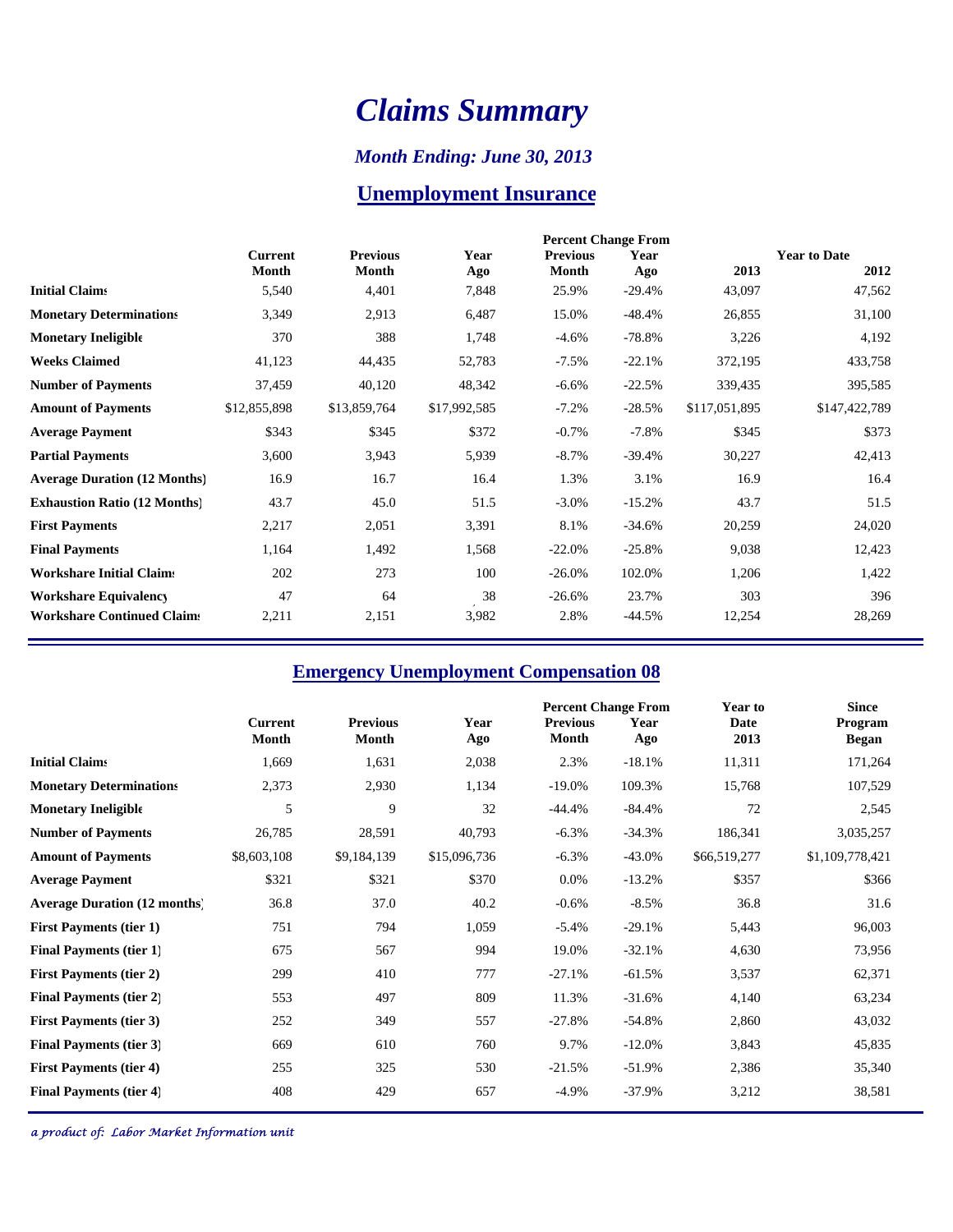# Claims Summary

### *Month Ending: June 30, 2013*

## Unemployment Insurance

| | Current Month | Previous Month | Year Ago | Percent Change From Previous Month | Percent Change From Year Ago | Year to Date 2013 | Year to Date 2012 |
|---|---|---|---|---|---|---|---|
| **Initial Claims** | 5,540 | 4,401 | 7,848 | 25.9% | -29.4% | 43,097 | 47,562 |
| **Monetary Determinations** | 3,349 | 2,913 | 6,487 | 15.0% | -48.4% | 26,855 | 31,100 |
| **Monetary Ineligible** | 370 | 388 | 1,748 | -4.6% | -78.8% | 3,226 | 4,192 |
| **Weeks Claimed** | 41,123 | 44,435 | 52,783 | -7.5% | -22.1% | 372,195 | 433,758 |
| **Number of Payments** | 37,459 | 40,120 | 48,342 | -6.6% | -22.5% | 339,435 | 395,585 |
| **Amount of Payments** | $12,855,898 | $13,859,764 | $17,992,585 | -7.2% | -28.5% | $117,051,895 | $147,422,789 |
| **Average Payment** | $343 | $345 | $372 | -0.7% | -7.8% | $345 | $373 |
| **Partial Payments** | 3,600 | 3,943 | 5,939 | -8.7% | -39.4% | 30,227 | 42,413 |
| **Average Duration (12 Months)** | 16.9 | 16.7 | 16.4 | 1.3% | 3.1% | 16.9 | 16.4 |
| **Exhaustion Ratio (12 Months)** | 43.7 | 45.0 | 51.5 | -3.0% | -15.2% | 43.7 | 51.5 |
| **First Payments** | 2,217 | 2,051 | 3,391 | 8.1% | -34.6% | 20,259 | 24,020 |
| **Final Payments** | 1,164 | 1,492 | 1,568 | -22.0% | -25.8% | 9,038 | 12,423 |
| **Workshare Initial Claims** | 202 | 273 | 100 | -26.0% | 102.0% | 1,206 | 1,422 |
| **Workshare Equivalency** | 47 | 64 | 38 | -26.6% | 23.7% | 303 | 396 |
| **Workshare Continued Claims** | 2,211 | 2,151 | 3,982 | 2.8% | -44.5% | 12,254 | 28,269 |

## Emergency Unemployment Compensation 08

| | Current Month | Previous Month | Year Ago | Percent Change From Previous Month | Percent Change From Year Ago | Year to Date 2013 | Since Program Began |
|---|---|---|---|---|---|---|---|
| **Initial Claims** | 1,669 | 1,631 | 2,038 | 2.3% | -18.1% | 11,311 | 171,264 |
| **Monetary Determinations** | 2,373 | 2,930 | 1,134 | -19.0% | 109.3% | 15,768 | 107,529 |
| **Monetary Ineligible** | 5 | 9 | 32 | -44.4% | -84.4% | 72 | 2,545 |
| **Number of Payments** | 26,785 | 28,591 | 40,793 | -6.3% | -34.3% | 186,341 | 3,035,257 |
| **Amount of Payments** | $8,603,108 | $9,184,139 | $15,096,736 | -6.3% | -43.0% | $66,519,277 | $1,109,778,421 |
| **Average Payment** | $321 | $321 | $370 | 0.0% | -13.2% | $357 | $366 |
| **Average Duration (12 months)** | 36.8 | 37.0 | 40.2 | -0.6% | -8.5% | 36.8 | 31.6 |
| **First Payments (tier 1)** | 751 | 794 | 1,059 | -5.4% | -29.1% | 5,443 | 96,003 |
| **Final Payments (tier 1)** | 675 | 567 | 994 | 19.0% | -32.1% | 4,630 | 73,956 |
| **First Payments (tier 2)** | 299 | 410 | 777 | -27.1% | -61.5% | 3,537 | 62,371 |
| **Final Payments (tier 2)** | 553 | 497 | 809 | 11.3% | -31.6% | 4,140 | 63,234 |
| **First Payments (tier 3)** | 252 | 349 | 557 | -27.8% | -54.8% | 2,860 | 43,032 |
| **Final Payments (tier 3)** | 669 | 610 | 760 | 9.7% | -12.0% | 3,843 | 45,835 |
| **First Payments (tier 4)** | 255 | 325 | 530 | -21.5% | -51.9% | 2,386 | 35,340 |
| **Final Payments (tier 4)** | 408 | 429 | 657 | -4.9% | -37.9% | 3,212 | 38,581 |

*a product of: Labor Market Information unit*